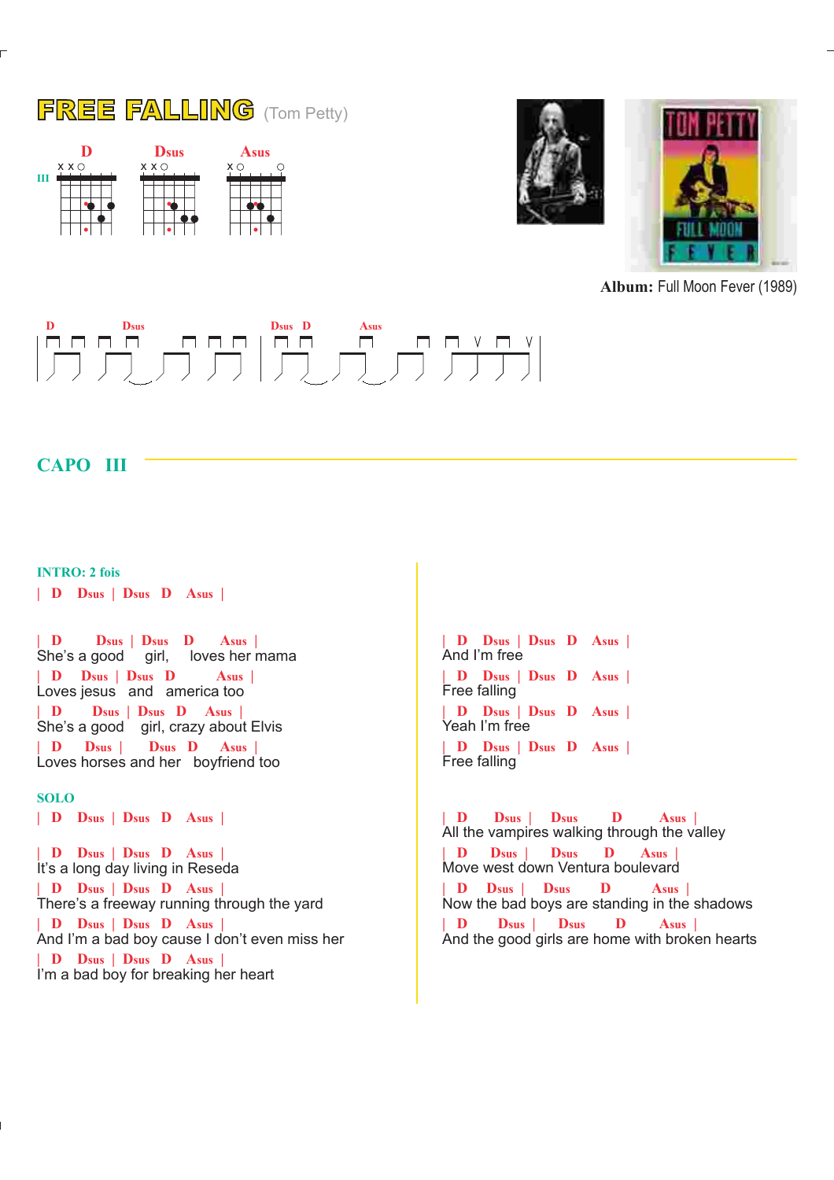# FREE FALLING (Tom Petty)

D Dsus Asus

III

**Album:** Full Moon Fever (1989)

D Dsus Dsus D Asus

## CAPO III

**INTRO: 2 fois**

| D Dsus | Dsus D Asus |

| D Dsus | Dsus D Asus |
She's a good girl, loves her mama
| D Dsus | Dsus D Asus |
Loves jesus and america too
| D Dsus | Dsus D Asus |
She's a good girl, crazy about Elvis
| D Dsus | Dsus D Asus |
Loves horses and her boyfriend too

**SOLO**

| D Dsus | Dsus D Asus |

| D Dsus | Dsus D Asus |
It's a long day living in Reseda
| D Dsus | Dsus D Asus |
There's a freeway running through the yard
| D Dsus | Dsus D Asus |
And I'm a bad boy cause I don't even miss her
| D Dsus | Dsus D Asus |
I'm a bad boy for breaking her heart

| D Dsus | Dsus D Asus |
And I'm free
| D Dsus | Dsus D Asus |
Free falling
| D Dsus | Dsus D Asus |
Yeah I'm free
| D Dsus | Dsus D Asus |
Free falling

| D Dsus | Dsus D Asus |
All the vampires walking through the valley
| D Dsus | Dsus D Asus |
Move west down Ventura boulevard
| D Dsus | Dsus D Asus |
Now the bad boys are standing in the shadows
| D Dsus | Dsus D Asus |
And the good girls are home with broken hearts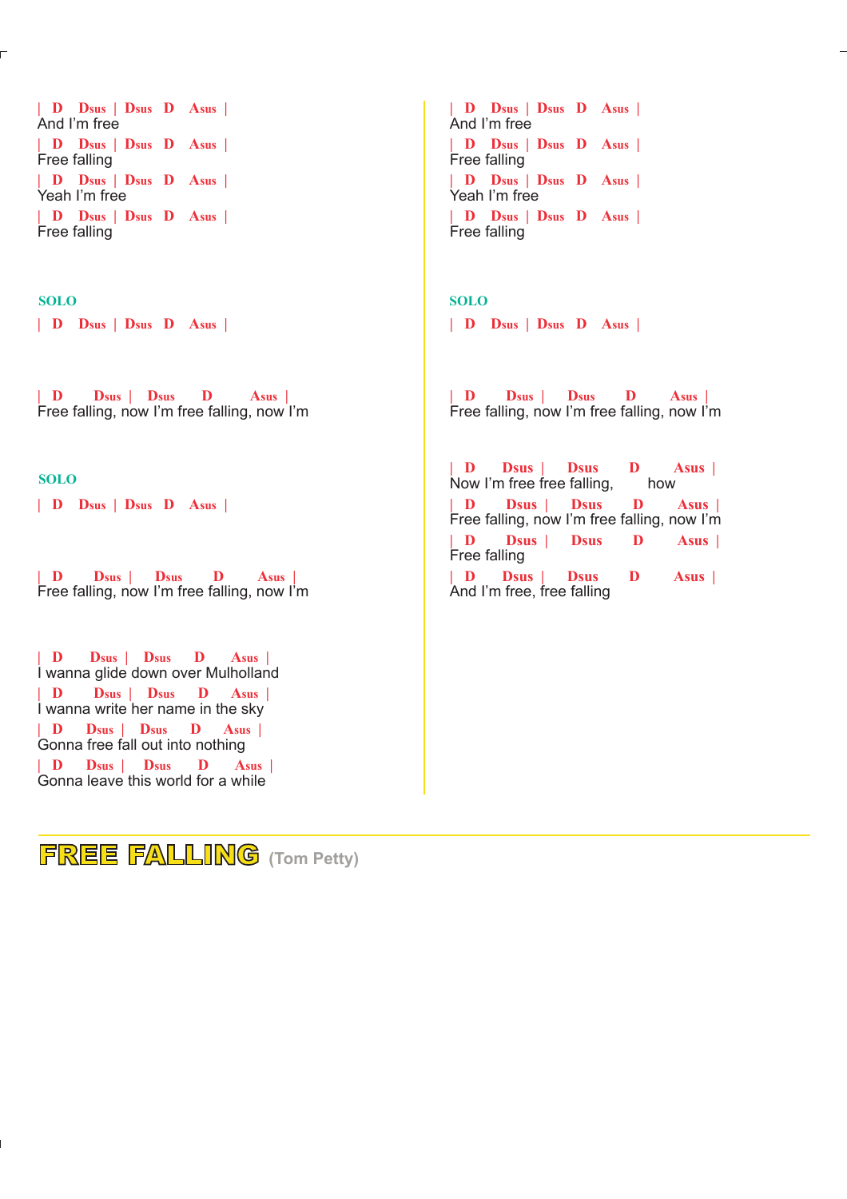| D Dsus | Dsus D Asus |
And I'm free
| D Dsus | Dsus D Asus |
Free falling
| D Dsus | Dsus D Asus |
Yeah I'm free
| D Dsus | Dsus D Asus |
Free falling

SOLO

| D Dsus | Dsus D Asus |

| D Dsus | Dsus D Asus |
Free falling, now I'm free falling, now I'm

SOLO

| D Dsus | Dsus D Asus |

| D Dsus | Dsus D Asus |
Free falling, now I'm free falling, now I'm

| D Dsus | Dsus D Asus |
I wanna glide down over Mulholland
| D Dsus | Dsus D Asus |
I wanna write her name in the sky
| D Dsus | Dsus D Asus |
Gonna free fall out into nothing
| D Dsus | Dsus D Asus |
Gonna leave this world for a while

| D Dsus | Dsus D Asus |
And I'm free
| D Dsus | Dsus D Asus |
Free falling
| D Dsus | Dsus D Asus |
Yeah I'm free
| D Dsus | Dsus D Asus |
Free falling

SOLO

| D Dsus | Dsus D Asus |

| D Dsus | Dsus D Asus |
Free falling, now I'm free falling, now I'm

| D Dsus | Dsus D Asus |
Now I'm free free falling, how
| D Dsus | Dsus D Asus |
Free falling, now I'm free falling, now I'm
| D Dsus | Dsus D Asus |
Free falling
| D Dsus | Dsus D Asus |
And I'm free, free falling

# FREE FALLING (Tom Petty)